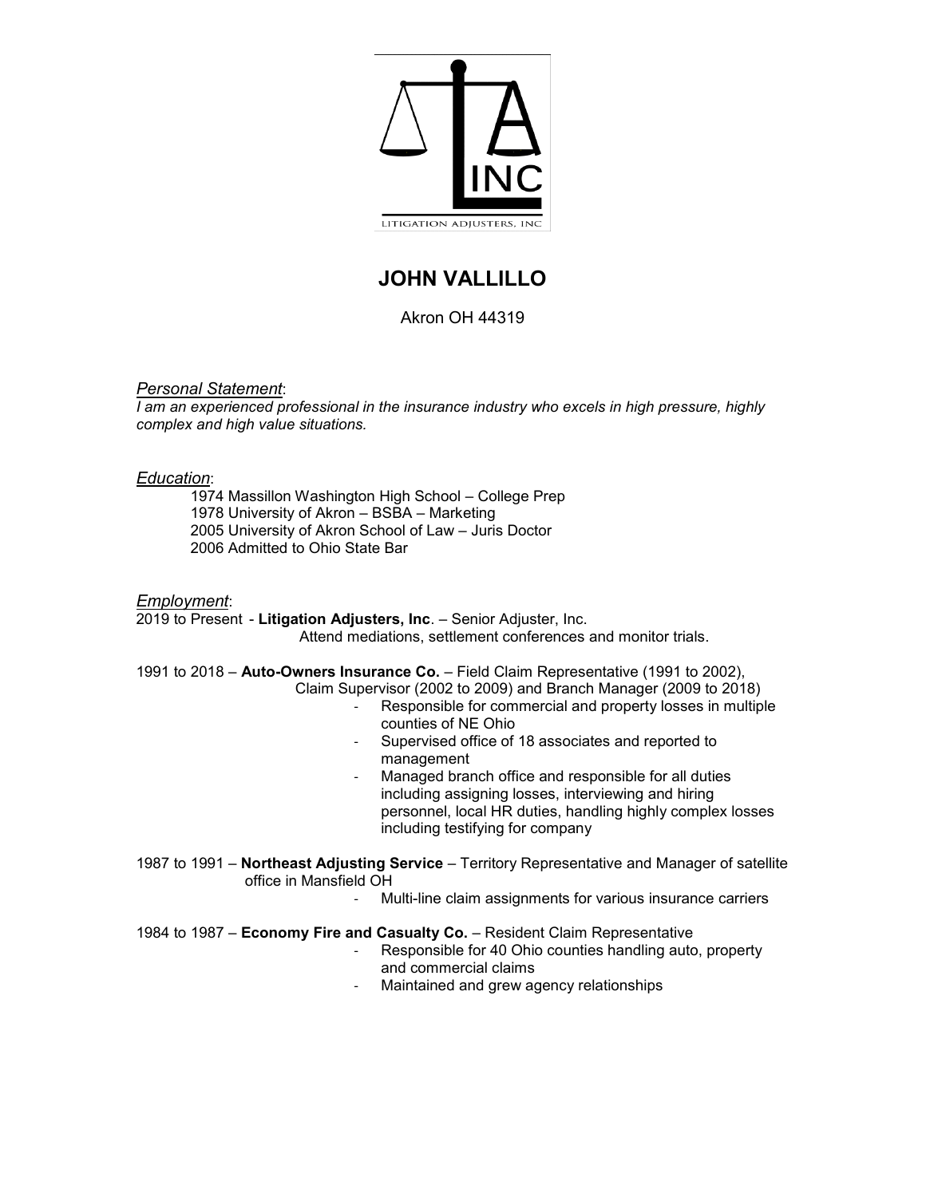LITIGATION ADJUSTERS, INC

# JOHN VALLILLO

Akron OH 44319

*Personal Statement*:
*I am an experienced professional in the insurance industry who excels in high pressure, highly complex and high value situations.*

*Education*:

1974 Massillon Washington High School – College Prep
1978 University of Akron – BSBA – Marketing
2005 University of Akron School of Law – Juris Doctor
2006 Admitted to Ohio State Bar

*Employment*:

2019 to Present - **Litigation Adjusters, Inc**. – Senior Adjuster, Inc.
Attend mediations, settlement conferences and monitor trials.

1991 to 2018 – **Auto-Owners Insurance Co.** – Field Claim Representative (1991 to 2002), Claim Supervisor (2002 to 2009) and Branch Manager (2009 to 2018)

- Responsible for commercial and property losses in multiple counties of NE Ohio
- Supervised office of 18 associates and reported to management
- Managed branch office and responsible for all duties including assigning losses, interviewing and hiring personnel, local HR duties, handling highly complex losses including testifying for company

1987 to 1991 – **Northeast Adjusting Service** – Territory Representative and Manager of satellite office in Mansfield OH

- Multi-line claim assignments for various insurance carriers

1984 to 1987 – **Economy Fire and Casualty Co.** – Resident Claim Representative

- Responsible for 40 Ohio counties handling auto, property and commercial claims
- Maintained and grew agency relationships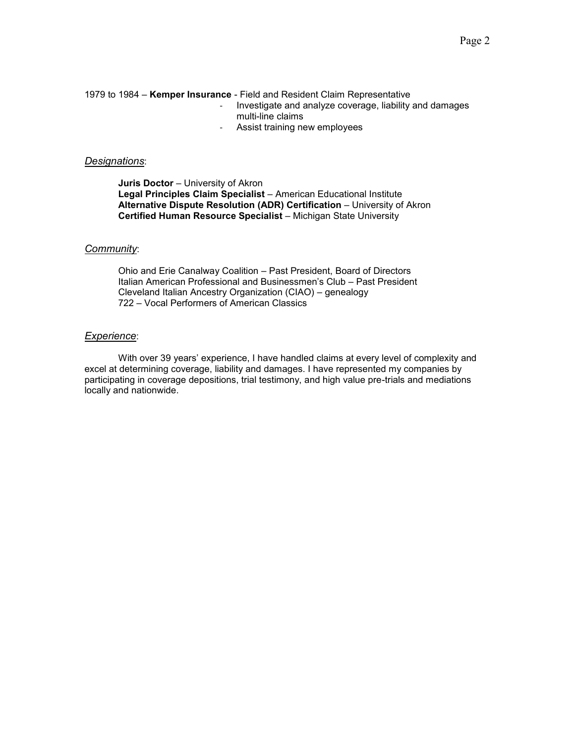1979 to 1984 – **Kemper Insurance** - Field and Resident Claim Representative

- Investigate and analyze coverage, liability and damages multi-line claims
- Assist training new employees

*Designations*:

**Juris Doctor** – University of Akron
**Legal Principles Claim Specialist** – American Educational Institute
**Alternative Dispute Resolution (ADR) Certification** – University of Akron
**Certified Human Resource Specialist** – Michigan State University

*Community*:

Ohio and Erie Canalway Coalition – Past President, Board of Directors
Italian American Professional and Businessmen's Club – Past President
Cleveland Italian Ancestry Organization (CIAO) – genealogy
722 – Vocal Performers of American Classics

*Experience*:

With over 39 years' experience, I have handled claims at every level of complexity and excel at determining coverage, liability and damages. I have represented my companies by participating in coverage depositions, trial testimony, and high value pre-trials and mediations locally and nationwide.